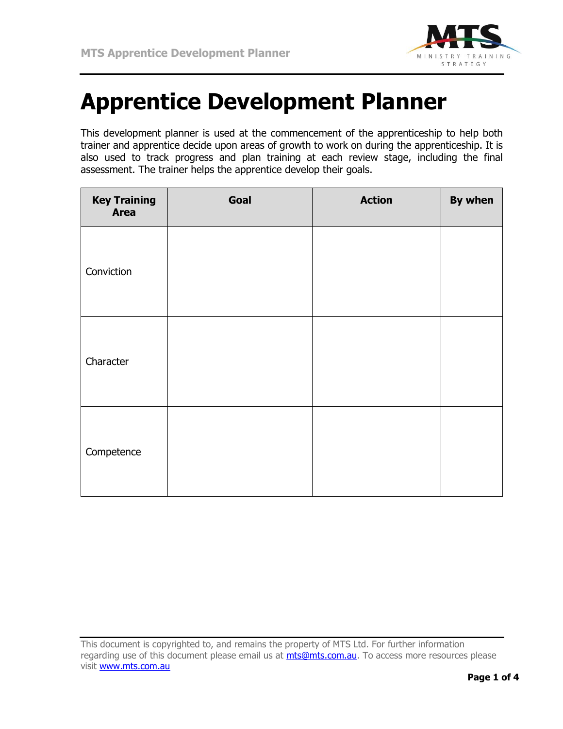# Apprentice Development Planner

This development planner is used at the commencement of the apprenticeship to help both trainer and apprentice decide upon areas of growth to work on during the apprenticeship. It is also used to track progress and plan training at each review stage, including the final assessment. The trainer helps the apprentice develop their goals.

| Key Training Area | Goal | Action | By when |
|---|---|---|---|
| Conviction | | | |
| Character | | | |
| Competence | | | |

This document is copyrighted to, and remains the property of MTS Ltd. For further information regarding use of this document please email us at [mts@mts.com.au](mailto:mts@mts.com.au). To access more resources please visit [www.mts.com.au](http://www.mts.com.au)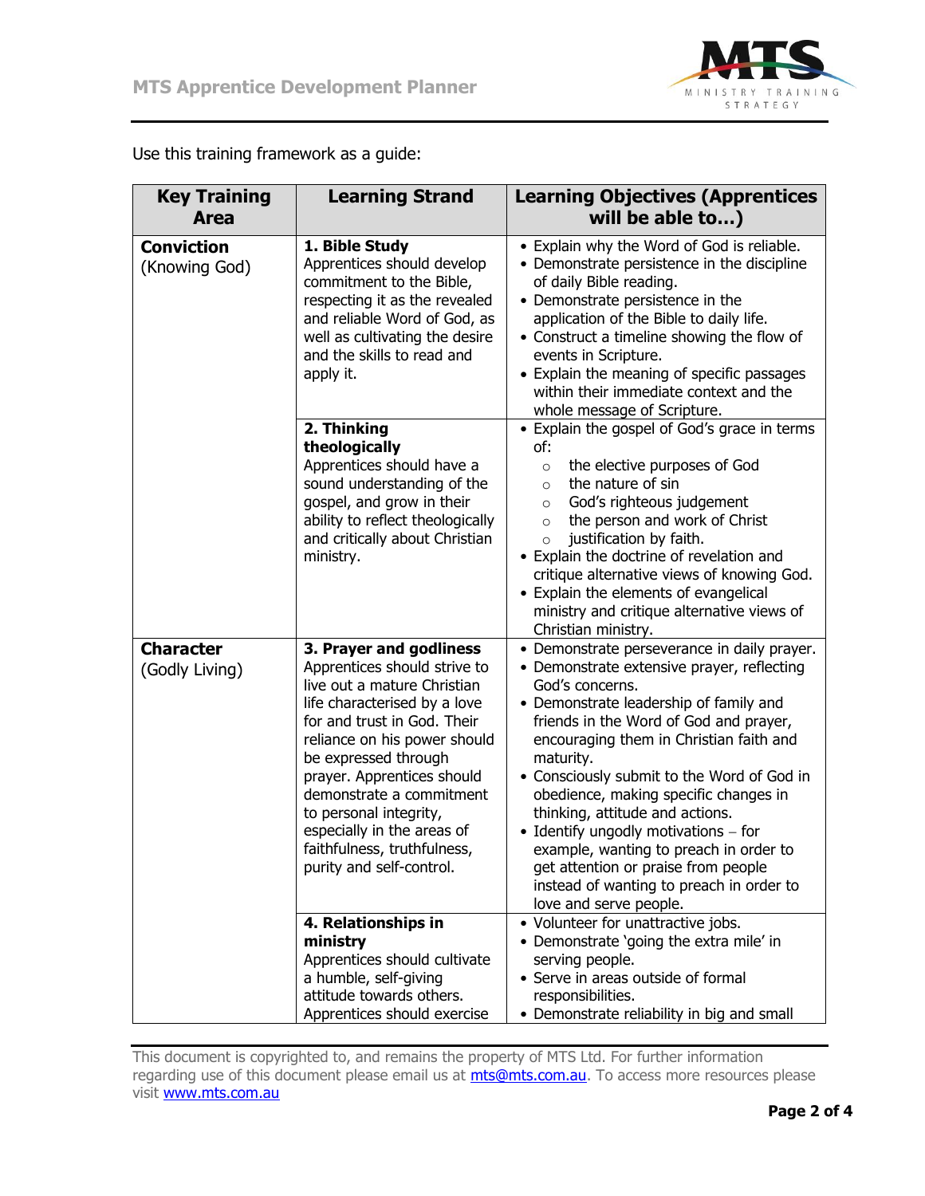Use this training framework as a guide:

| Key Training Area | Learning Strand | Learning Objectives (Apprentices will be able to…) |
| --- | --- | --- |
| **Conviction** (Knowing God) | **1. Bible Study** Apprentices should develop commitment to the Bible, respecting it as the revealed and reliable Word of God, as well as cultivating the desire and the skills to read and apply it. | • Explain why the Word of God is reliable.<br>• Demonstrate persistence in the discipline of daily Bible reading.<br>• Demonstrate persistence in the application of the Bible to daily life.<br>• Construct a timeline showing the flow of events in Scripture.<br>• Explain the meaning of specific passages within their immediate context and the whole message of Scripture. |
| | **2. Thinking theologically** Apprentices should have a sound understanding of the gospel, and grow in their ability to reflect theologically and critically about Christian ministry. | • Explain the gospel of God's grace in terms of:<br>○ the elective purposes of God<br>○ the nature of sin<br>○ God's righteous judgement<br>○ the person and work of Christ<br>○ justification by faith.<br>• Explain the doctrine of revelation and critique alternative views of knowing God.<br>• Explain the elements of evangelical ministry and critique alternative views of Christian ministry. |
| **Character** (Godly Living) | **3. Prayer and godliness** Apprentices should strive to live out a mature Christian life characterised by a love for and trust in God. Their reliance on his power should be expressed through prayer. Apprentices should demonstrate a commitment to personal integrity, especially in the areas of faithfulness, truthfulness, purity and self-control. | • Demonstrate perseverance in daily prayer.<br>• Demonstrate extensive prayer, reflecting God's concerns.<br>• Demonstrate leadership of family and friends in the Word of God and prayer, encouraging them in Christian faith and maturity.<br>• Consciously submit to the Word of God in obedience, making specific changes in thinking, attitude and actions.<br>• Identify ungodly motivations – for example, wanting to preach in order to get attention or praise from people instead of wanting to preach in order to love and serve people. |
| | **4. Relationships in ministry** Apprentices should cultivate a humble, self-giving attitude towards others. Apprentices should exercise | • Volunteer for unattractive jobs.<br>• Demonstrate 'going the extra mile' in serving people.<br>• Serve in areas outside of formal responsibilities.<br>• Demonstrate reliability in big and small |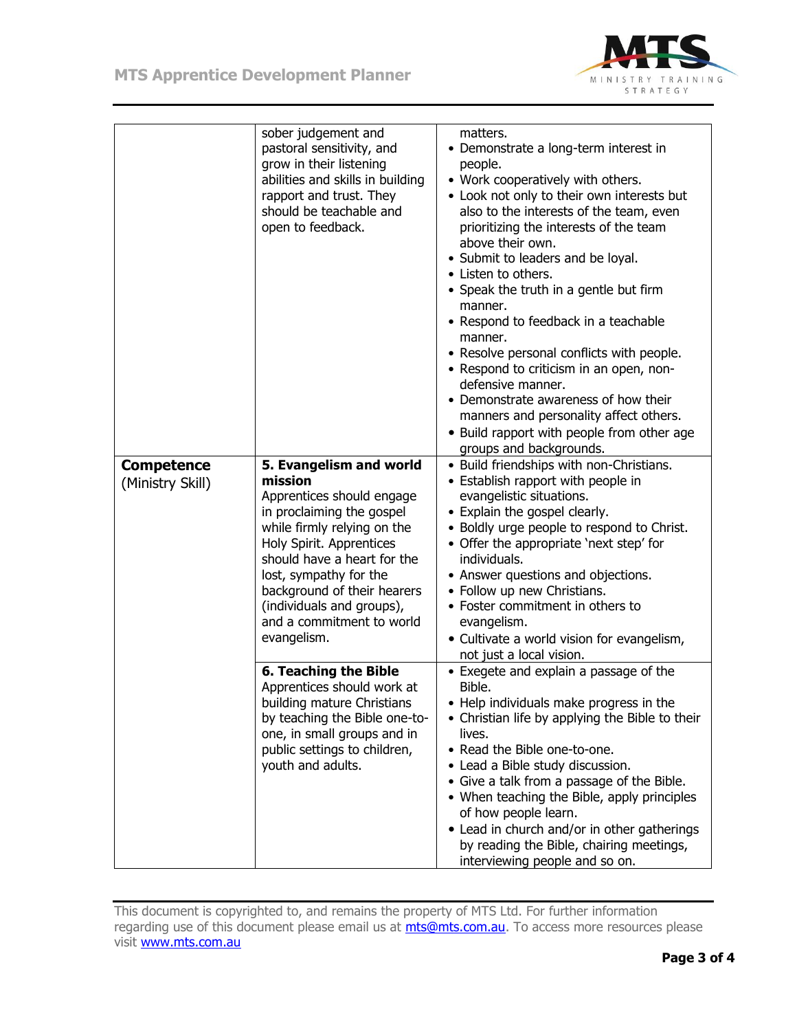| | | |
|---|---|---|
| | sober judgement and pastoral sensitivity, and grow in their listening abilities and skills in building rapport and trust. They should be teachable and open to feedback. | matters.<br>• Demonstrate a long-term interest in people.<br>• Work cooperatively with others.<br>• Look not only to their own interests but also to the interests of the team, even prioritizing the interests of the team above their own.<br>• Submit to leaders and be loyal.<br>• Listen to others.<br>• Speak the truth in a gentle but firm manner.<br>• Respond to feedback in a teachable manner.<br>• Resolve personal conflicts with people.<br>• Respond to criticism in an open, non-defensive manner.<br>• Demonstrate awareness of how their manners and personality affect others.<br>• Build rapport with people from other age groups and backgrounds. |
| **Competence** (Ministry Skill) | **5. Evangelism and world mission**<br>Apprentices should engage in proclaiming the gospel while firmly relying on the Holy Spirit. Apprentices should have a heart for the lost, sympathy for the background of their hearers (individuals and groups), and a commitment to world evangelism. | • Build friendships with non-Christians.<br>• Establish rapport with people in evangelistic situations.<br>• Explain the gospel clearly.<br>• Boldly urge people to respond to Christ.<br>• Offer the appropriate 'next step' for individuals.<br>• Answer questions and objections.<br>• Follow up new Christians.<br>• Foster commitment in others to evangelism.<br>• Cultivate a world vision for evangelism, not just a local vision. |
| | **6. Teaching the Bible**<br>Apprentices should work at building mature Christians by teaching the Bible one-to-one, in small groups and in public settings to children, youth and adults. | • Exegete and explain a passage of the Bible.<br>• Help individuals make progress in the<br>• Christian life by applying the Bible to their lives.<br>• Read the Bible one-to-one.<br>• Lead a Bible study discussion.<br>• Give a talk from a passage of the Bible.<br>• When teaching the Bible, apply principles of how people learn.<br>• Lead in church and/or in other gatherings by reading the Bible, chairing meetings, interviewing people and so on. |

This document is copyrighted to, and remains the property of MTS Ltd. For further information regarding use of this document please email us at mts@mts.com.au. To access more resources please visit www.mts.com.au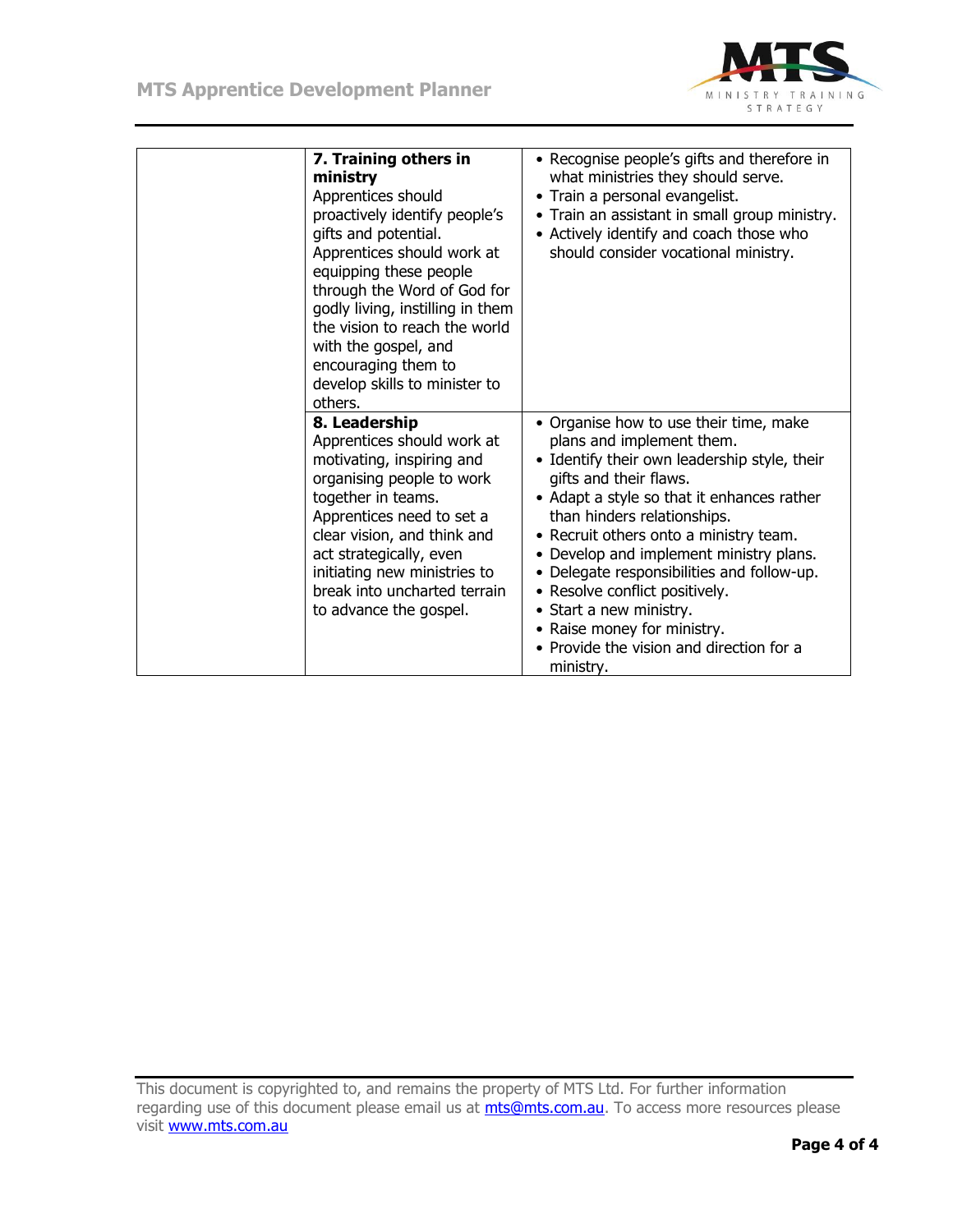| | | |
|---|---|---|
| | **7. Training others in ministry** Apprentices should proactively identify people's gifts and potential. Apprentices should work at equipping these people through the Word of God for godly living, instilling in them the vision to reach the world with the gospel, and encouraging them to develop skills to minister to others. | • Recognise people's gifts and therefore in what ministries they should serve.<br>• Train a personal evangelist.<br>• Train an assistant in small group ministry.<br>• Actively identify and coach those who should consider vocational ministry. |
| | **8. Leadership** Apprentices should work at motivating, inspiring and organising people to work together in teams. Apprentices need to set a clear vision, and think and act strategically, even initiating new ministries to break into uncharted terrain to advance the gospel. | • Organise how to use their time, make plans and implement them.<br>• Identify their own leadership style, their gifts and their flaws.<br>• Adapt a style so that it enhances rather than hinders relationships.<br>• Recruit others onto a ministry team.<br>• Develop and implement ministry plans.<br>• Delegate responsibilities and follow-up.<br>• Resolve conflict positively.<br>• Start a new ministry.<br>• Raise money for ministry.<br>• Provide the vision and direction for a ministry. |

This document is copyrighted to, and remains the property of MTS Ltd. For further information regarding use of this document please email us at mts@mts.com.au. To access more resources please visit www.mts.com.au